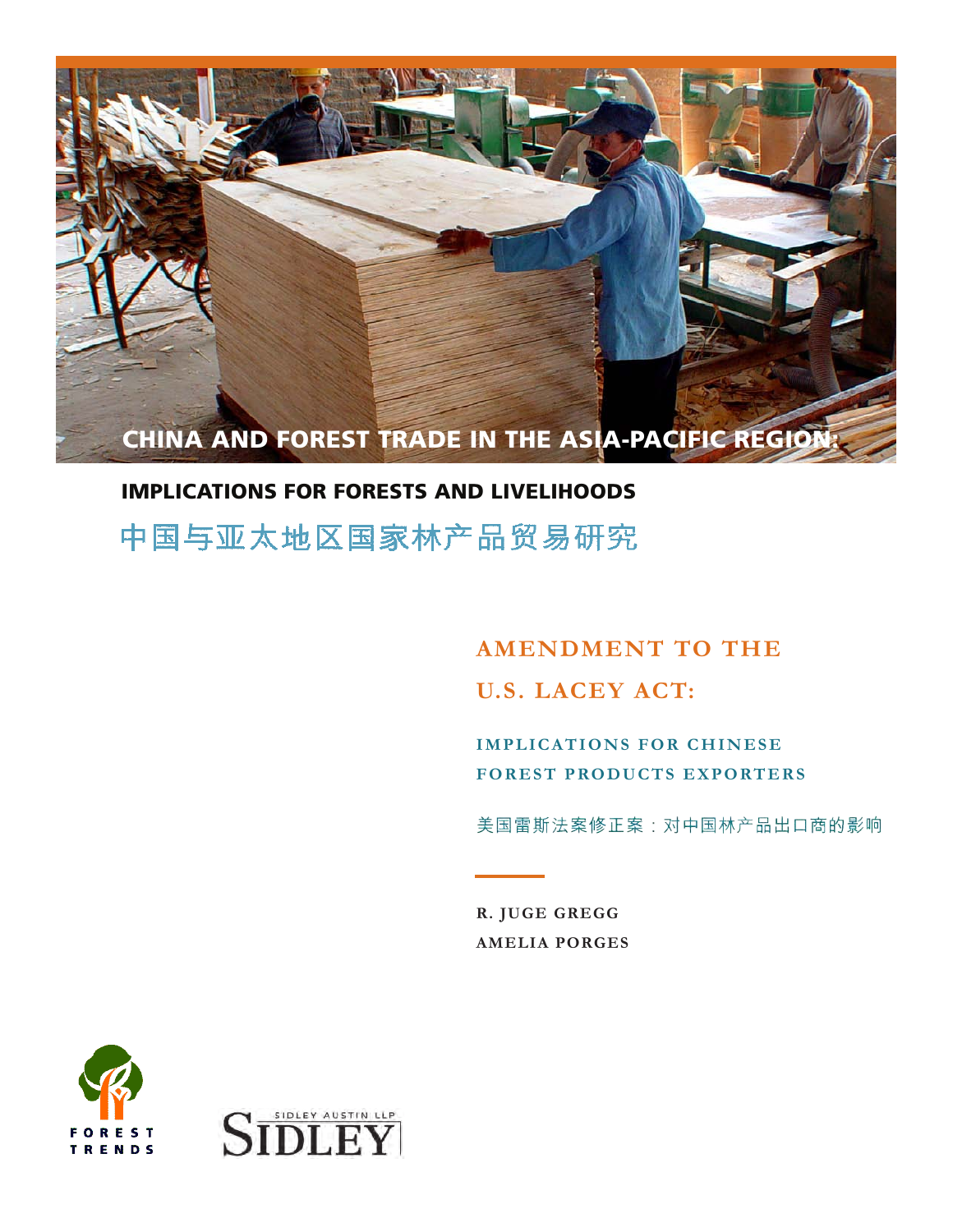# CHINA AND FOREST TRADE IN THE ASIA-PACIFIC REGION:

## IMPLICATIONS FOR FORESTS AND LIVELIHOODS

## 中国与亚太地区国家林产品贸易研究

# AMENDMENT TO THE U.S. LACEY ACT:

### IMPLICATIONS FOR CHINESE FOREST PRODUCTS EXPORTERS

美国雷斯法案修正案：对中国林产品出口商的影响

**R. JUGE GREGG**

**AMELIA PORGES**

FOREST TRENDS

SIDLEY AUSTIN LLP

SIDLEY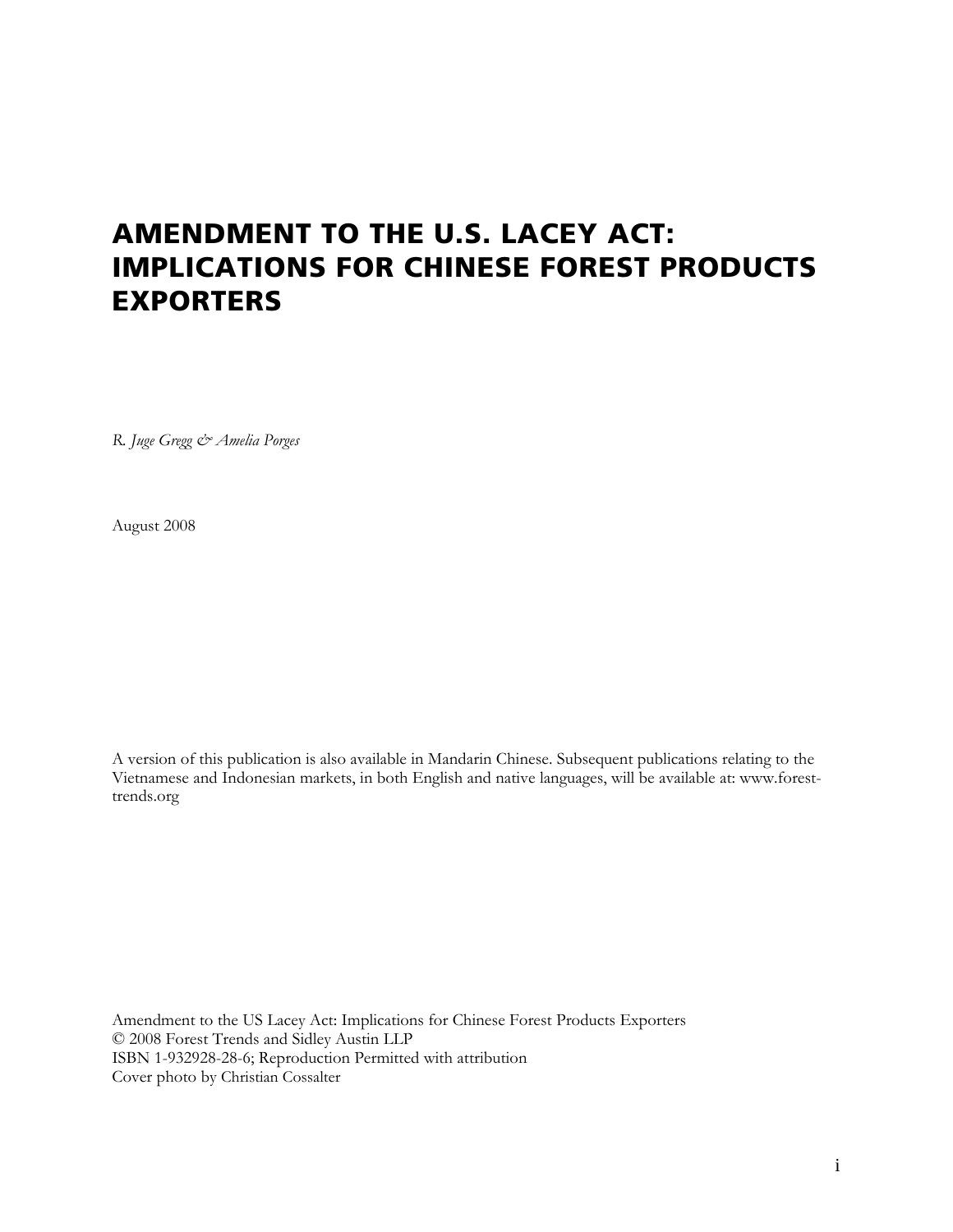# AMENDMENT TO THE U.S. LACEY ACT: IMPLICATIONS FOR CHINESE FOREST PRODUCTS EXPORTERS

*R. Juge Gregg & Amelia Porges*

August 2008

A version of this publication is also available in Mandarin Chinese. Subsequent publications relating to the Vietnamese and Indonesian markets, in both English and native languages, will be available at: www.forest-trends.org

Amendment to the US Lacey Act: Implications for Chinese Forest Products Exporters
© 2008 Forest Trends and Sidley Austin LLP
ISBN 1-932928-28-6; Reproduction Permitted with attribution
Cover photo by Christian Cossalter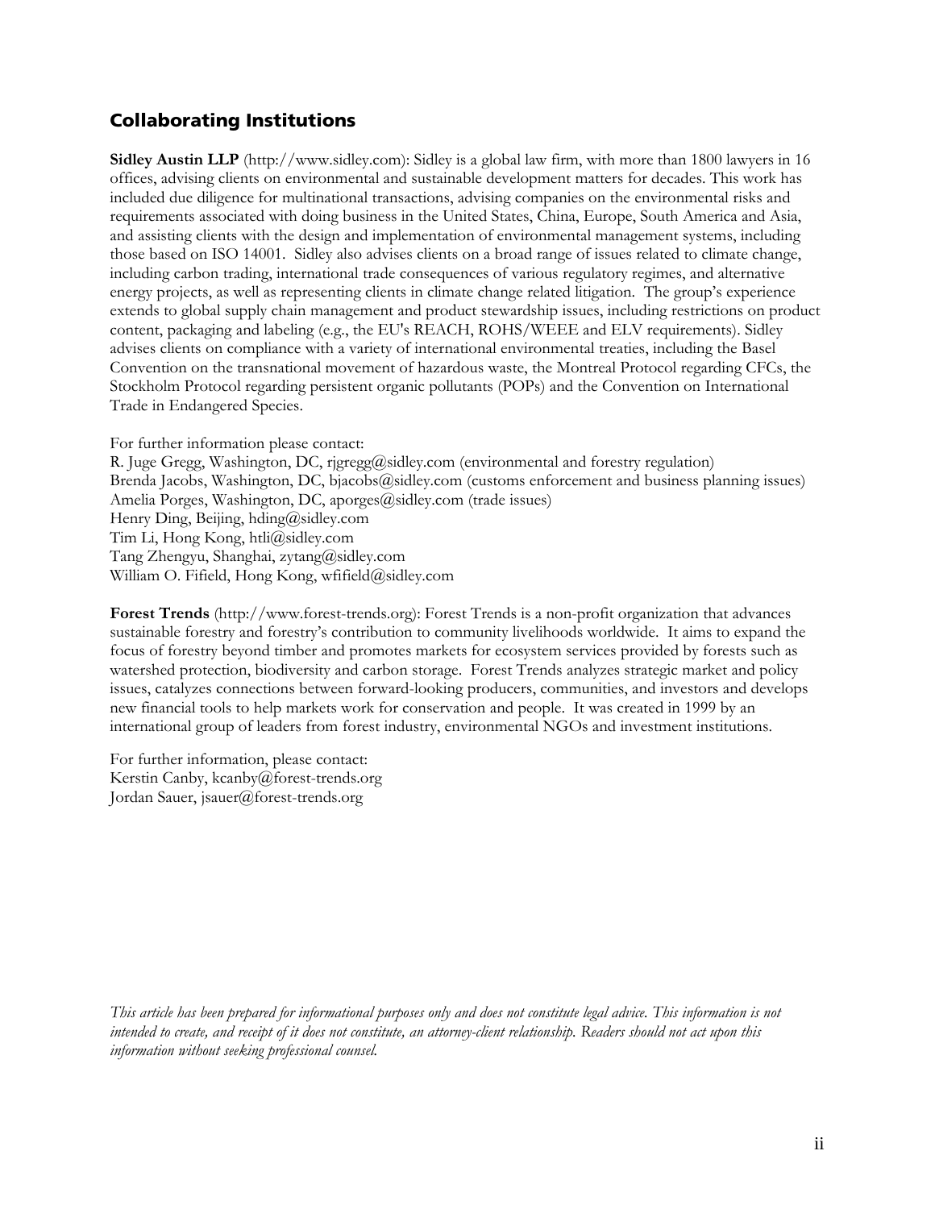## Collaborating Institutions

**Sidley Austin LLP** (http://www.sidley.com): Sidley is a global law firm, with more than 1800 lawyers in 16 offices, advising clients on environmental and sustainable development matters for decades. This work has included due diligence for multinational transactions, advising companies on the environmental risks and requirements associated with doing business in the United States, China, Europe, South America and Asia, and assisting clients with the design and implementation of environmental management systems, including those based on ISO 14001. Sidley also advises clients on a broad range of issues related to climate change, including carbon trading, international trade consequences of various regulatory regimes, and alternative energy projects, as well as representing clients in climate change related litigation. The group's experience extends to global supply chain management and product stewardship issues, including restrictions on product content, packaging and labeling (e.g., the EU's REACH, ROHS/WEEE and ELV requirements). Sidley advises clients on compliance with a variety of international environmental treaties, including the Basel Convention on the transnational movement of hazardous waste, the Montreal Protocol regarding CFCs, the Stockholm Protocol regarding persistent organic pollutants (POPs) and the Convention on International Trade in Endangered Species.

For further information please contact:
R. Juge Gregg, Washington, DC, rjgregg@sidley.com (environmental and forestry regulation)
Brenda Jacobs, Washington, DC, bjacobs@sidley.com (customs enforcement and business planning issues)
Amelia Porges, Washington, DC, aporges@sidley.com (trade issues)
Henry Ding, Beijing, hding@sidley.com
Tim Li, Hong Kong, htli@sidley.com
Tang Zhengyu, Shanghai, zytang@sidley.com
William O. Fifield, Hong Kong, wfifield@sidley.com

**Forest Trends** (http://www.forest-trends.org): Forest Trends is a non-profit organization that advances sustainable forestry and forestry's contribution to community livelihoods worldwide. It aims to expand the focus of forestry beyond timber and promotes markets for ecosystem services provided by forests such as watershed protection, biodiversity and carbon storage. Forest Trends analyzes strategic market and policy issues, catalyzes connections between forward-looking producers, communities, and investors and develops new financial tools to help markets work for conservation and people. It was created in 1999 by an international group of leaders from forest industry, environmental NGOs and investment institutions.

For further information, please contact:
Kerstin Canby, kcanby@forest-trends.org
Jordan Sauer, jsauer@forest-trends.org

*This article has been prepared for informational purposes only and does not constitute legal advice. This information is not intended to create, and receipt of it does not constitute, an attorney-client relationship. Readers should not act upon this information without seeking professional counsel.*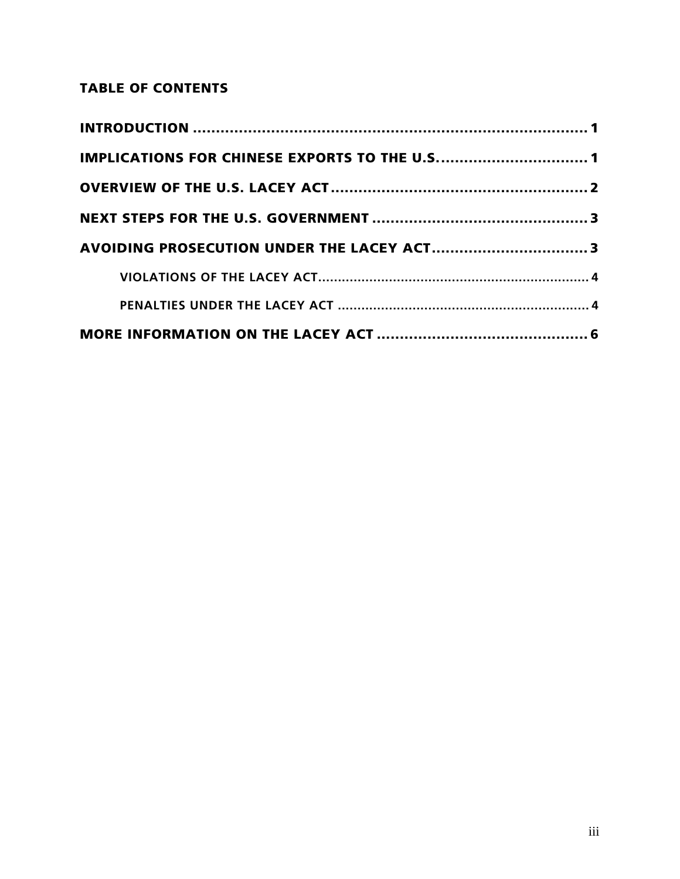## TABLE OF CONTENTS

INTRODUCTION ........................................................................ 1

IMPLICATIONS FOR CHINESE EXPORTS TO THE U.S. ................................ 1

OVERVIEW OF THE U.S. LACEY ACT ........................................................ 2

NEXT STEPS FOR THE U.S. GOVERNMENT ............................................... 3

AVOIDING PROSECUTION UNDER THE LACEY ACT ................................. 3

- VIOLATIONS OF THE LACEY ACT ..................................................................... 4
- PENALTIES UNDER THE LACEY ACT ................................................................ 4

MORE INFORMATION ON THE LACEY ACT .............................................. 6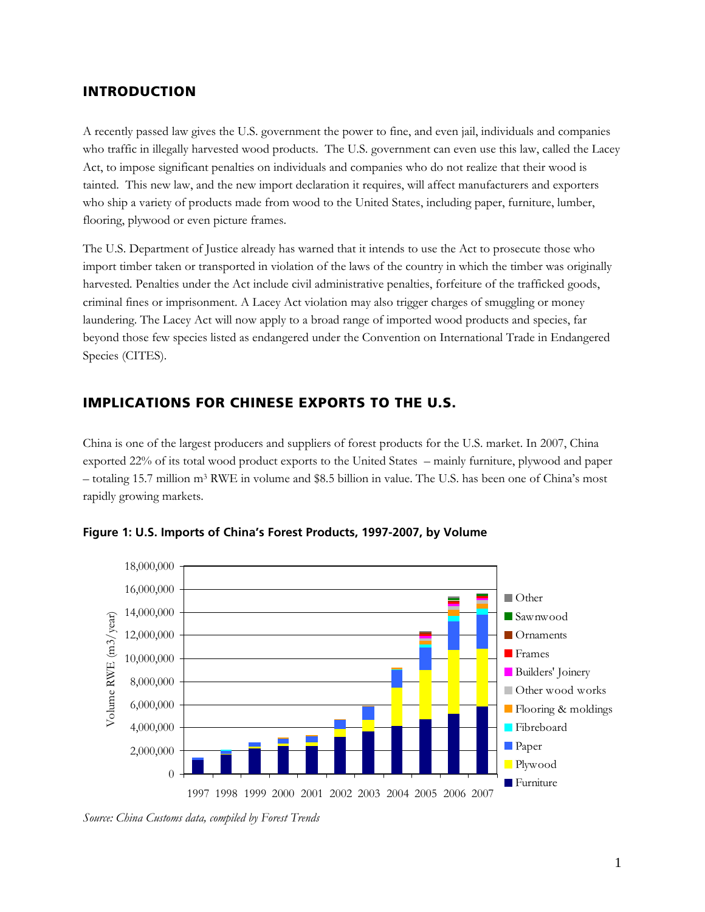## INTRODUCTION

A recently passed law gives the U.S. government the power to fine, and even jail, individuals and companies who traffic in illegally harvested wood products. The U.S. government can even use this law, called the Lacey Act, to impose significant penalties on individuals and companies who do not realize that their wood is tainted. This new law, and the new import declaration it requires, will affect manufacturers and exporters who ship a variety of products made from wood to the United States, including paper, furniture, lumber, flooring, plywood or even picture frames.

The U.S. Department of Justice already has warned that it intends to use the Act to prosecute those who import timber taken or transported in violation of the laws of the country in which the timber was originally harvested. Penalties under the Act include civil administrative penalties, forfeiture of the trafficked goods, criminal fines or imprisonment. A Lacey Act violation may also trigger charges of smuggling or money laundering. The Lacey Act will now apply to a broad range of imported wood products and species, far beyond those few species listed as endangered under the Convention on International Trade in Endangered Species (CITES).

## IMPLICATIONS FOR CHINESE EXPORTS TO THE U.S.

China is one of the largest producers and suppliers of forest products for the U.S. market. In 2007, China exported 22% of its total wood product exports to the United States – mainly furniture, plywood and paper – totaling 15.7 million $m^3$ RWE in volume and $8.5 billion in value. The U.S. has been one of China's most rapidly growing markets.

**Figure 1: U.S. Imports of China's Forest Products, 1997-2007, by Volume**

*Source: China Customs data, compiled by Forest Trends*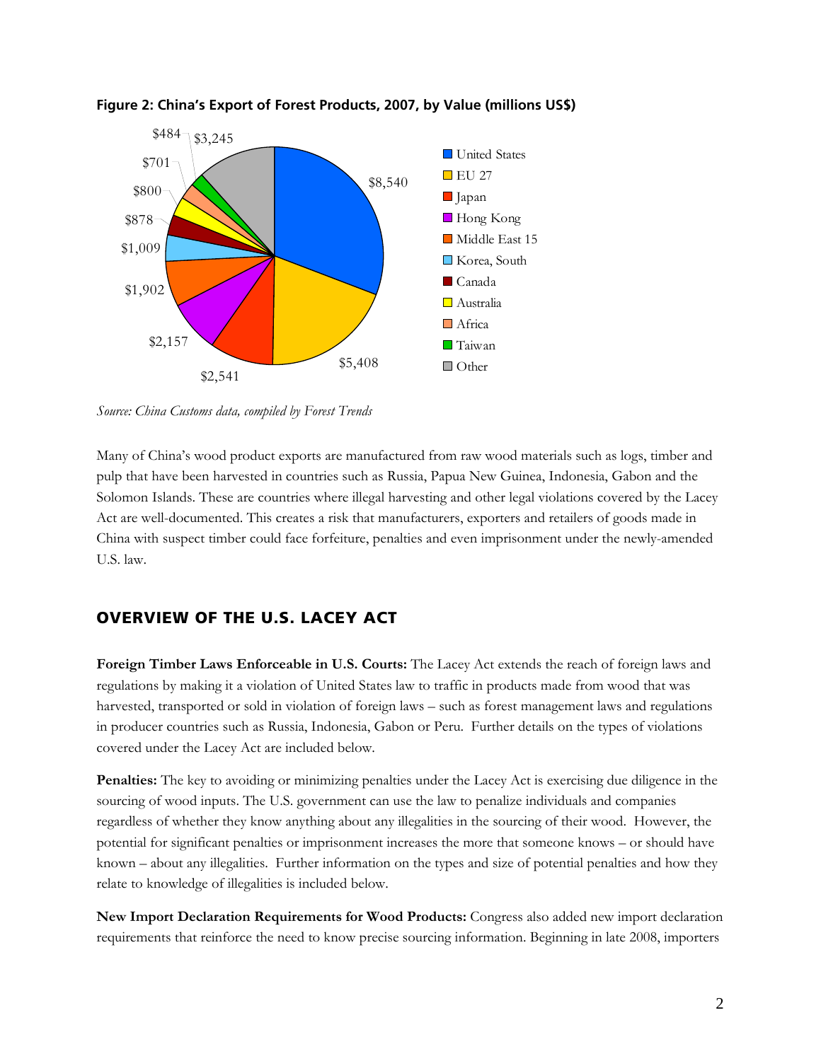**Figure 2: China's Export of Forest Products, 2007, by Value (millions US$)**

| Destination | Value (millions US$) |
|---|---|
| United States | $8,540 |
| EU 27 | $5,408 |
| Japan | $2,541 |
| Hong Kong | $2,157 |
| Middle East 15 | $1,902 |
| Korea, South | $1,009 |
| Canada | $878 |
| Australia | $800 |
| Africa | $701 |
| Taiwan | $484 |
| Other | $3,245 |

*Source: China Customs data, compiled by Forest Trends*

Many of China's wood product exports are manufactured from raw wood materials such as logs, timber and pulp that have been harvested in countries such as Russia, Papua New Guinea, Indonesia, Gabon and the Solomon Islands. These are countries where illegal harvesting and other legal violations covered by the Lacey Act are well-documented. This creates a risk that manufacturers, exporters and retailers of goods made in China with suspect timber could face forfeiture, penalties and even imprisonment under the newly-amended U.S. law.

## OVERVIEW OF THE U.S. LACEY ACT

**Foreign Timber Laws Enforceable in U.S. Courts:** The Lacey Act extends the reach of foreign laws and regulations by making it a violation of United States law to traffic in products made from wood that was harvested, transported or sold in violation of foreign laws – such as forest management laws and regulations in producer countries such as Russia, Indonesia, Gabon or Peru. Further details on the types of violations covered under the Lacey Act are included below.

**Penalties:** The key to avoiding or minimizing penalties under the Lacey Act is exercising due diligence in the sourcing of wood inputs. The U.S. government can use the law to penalize individuals and companies regardless of whether they know anything about any illegalities in the sourcing of their wood. However, the potential for significant penalties or imprisonment increases the more that someone knows – or should have known – about any illegalities. Further information on the types and size of potential penalties and how they relate to knowledge of illegalities is included below.

**New Import Declaration Requirements for Wood Products:** Congress also added new import declaration requirements that reinforce the need to know precise sourcing information. Beginning in late 2008, importers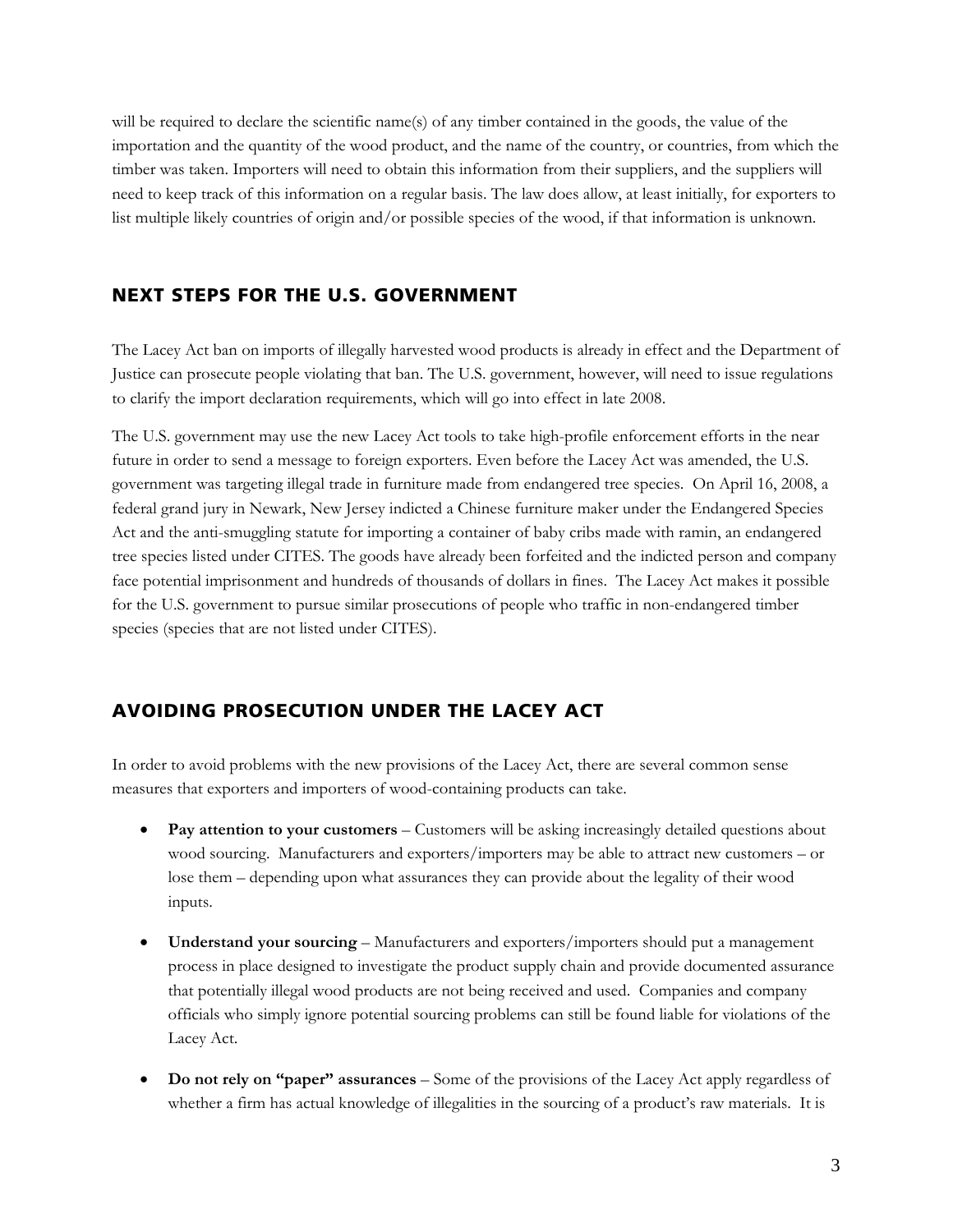will be required to declare the scientific name(s) of any timber contained in the goods, the value of the importation and the quantity of the wood product, and the name of the country, or countries, from which the timber was taken. Importers will need to obtain this information from their suppliers, and the suppliers will need to keep track of this information on a regular basis. The law does allow, at least initially, for exporters to list multiple likely countries of origin and/or possible species of the wood, if that information is unknown.

## NEXT STEPS FOR THE U.S. GOVERNMENT

The Lacey Act ban on imports of illegally harvested wood products is already in effect and the Department of Justice can prosecute people violating that ban. The U.S. government, however, will need to issue regulations to clarify the import declaration requirements, which will go into effect in late 2008.

The U.S. government may use the new Lacey Act tools to take high-profile enforcement efforts in the near future in order to send a message to foreign exporters. Even before the Lacey Act was amended, the U.S. government was targeting illegal trade in furniture made from endangered tree species. On April 16, 2008, a federal grand jury in Newark, New Jersey indicted a Chinese furniture maker under the Endangered Species Act and the anti-smuggling statute for importing a container of baby cribs made with ramin, an endangered tree species listed under CITES. The goods have already been forfeited and the indicted person and company face potential imprisonment and hundreds of thousands of dollars in fines. The Lacey Act makes it possible for the U.S. government to pursue similar prosecutions of people who traffic in non-endangered timber species (species that are not listed under CITES).

## AVOIDING PROSECUTION UNDER THE LACEY ACT

In order to avoid problems with the new provisions of the Lacey Act, there are several common sense measures that exporters and importers of wood-containing products can take.

- **Pay attention to your customers** – Customers will be asking increasingly detailed questions about wood sourcing. Manufacturers and exporters/importers may be able to attract new customers – or lose them – depending upon what assurances they can provide about the legality of their wood inputs.
- **Understand your sourcing** – Manufacturers and exporters/importers should put a management process in place designed to investigate the product supply chain and provide documented assurance that potentially illegal wood products are not being received and used. Companies and company officials who simply ignore potential sourcing problems can still be found liable for violations of the Lacey Act.
- **Do not rely on "paper" assurances** – Some of the provisions of the Lacey Act apply regardless of whether a firm has actual knowledge of illegalities in the sourcing of a product's raw materials. It is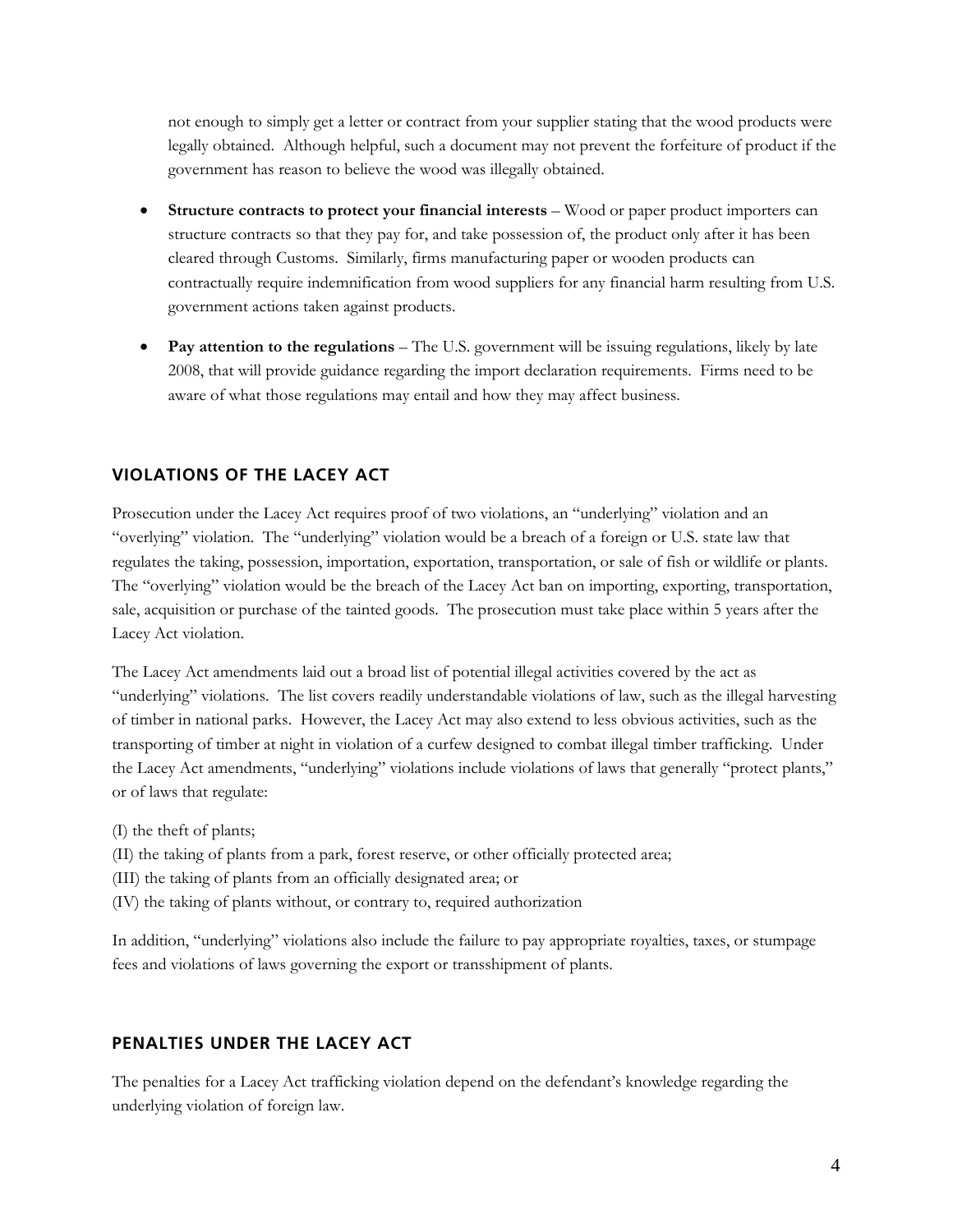not enough to simply get a letter or contract from your supplier stating that the wood products were legally obtained. Although helpful, such a document may not prevent the forfeiture of product if the government has reason to believe the wood was illegally obtained.

- **Structure contracts to protect your financial interests** – Wood or paper product importers can structure contracts so that they pay for, and take possession of, the product only after it has been cleared through Customs. Similarly, firms manufacturing paper or wooden products can contractually require indemnification from wood suppliers for any financial harm resulting from U.S. government actions taken against products.
- **Pay attention to the regulations** – The U.S. government will be issuing regulations, likely by late 2008, that will provide guidance regarding the import declaration requirements. Firms need to be aware of what those regulations may entail and how they may affect business.

## VIOLATIONS OF THE LACEY ACT

Prosecution under the Lacey Act requires proof of two violations, an "underlying" violation and an "overlying" violation. The "underlying" violation would be a breach of a foreign or U.S. state law that regulates the taking, possession, importation, exportation, transportation, or sale of fish or wildlife or plants. The "overlying" violation would be the breach of the Lacey Act ban on importing, exporting, transportation, sale, acquisition or purchase of the tainted goods. The prosecution must take place within 5 years after the Lacey Act violation.

The Lacey Act amendments laid out a broad list of potential illegal activities covered by the act as "underlying" violations. The list covers readily understandable violations of law, such as the illegal harvesting of timber in national parks. However, the Lacey Act may also extend to less obvious activities, such as the transporting of timber at night in violation of a curfew designed to combat illegal timber trafficking. Under the Lacey Act amendments, "underlying" violations include violations of laws that generally "protect plants," or of laws that regulate:

(I) the theft of plants;
(II) the taking of plants from a park, forest reserve, or other officially protected area;
(III) the taking of plants from an officially designated area; or
(IV) the taking of plants without, or contrary to, required authorization

In addition, "underlying" violations also include the failure to pay appropriate royalties, taxes, or stumpage fees and violations of laws governing the export or transshipment of plants.

## PENALTIES UNDER THE LACEY ACT

The penalties for a Lacey Act trafficking violation depend on the defendant's knowledge regarding the underlying violation of foreign law.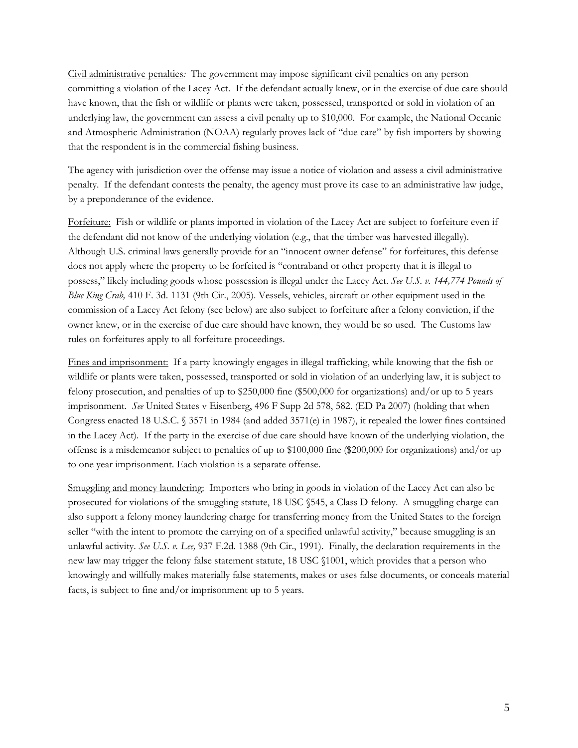Civil administrative penalties*:* The government may impose significant civil penalties on any person committing a violation of the Lacey Act. If the defendant actually knew, or in the exercise of due care should have known, that the fish or wildlife or plants were taken, possessed, transported or sold in violation of an underlying law, the government can assess a civil penalty up to $10,000. For example, the National Oceanic and Atmospheric Administration (NOAA) regularly proves lack of "due care" by fish importers by showing that the respondent is in the commercial fishing business.

The agency with jurisdiction over the offense may issue a notice of violation and assess a civil administrative penalty. If the defendant contests the penalty, the agency must prove its case to an administrative law judge, by a preponderance of the evidence.

Forfeiture: Fish or wildlife or plants imported in violation of the Lacey Act are subject to forfeiture even if the defendant did not know of the underlying violation (e.g., that the timber was harvested illegally). Although U.S. criminal laws generally provide for an "innocent owner defense" for forfeitures, this defense does not apply where the property to be forfeited is "contraband or other property that it is illegal to possess," likely including goods whose possession is illegal under the Lacey Act. *See U.S. v. 144,774 Pounds of Blue King Crab,* 410 F. 3d. 1131 (9th Cir., 2005). Vessels, vehicles, aircraft or other equipment used in the commission of a Lacey Act felony (see below) are also subject to forfeiture after a felony conviction, if the owner knew, or in the exercise of due care should have known, they would be so used. The Customs law rules on forfeitures apply to all forfeiture proceedings.

Fines and imprisonment: If a party knowingly engages in illegal trafficking, while knowing that the fish or wildlife or plants were taken, possessed, transported or sold in violation of an underlying law, it is subject to felony prosecution, and penalties of up to $250,000 fine ($500,000 for organizations) and/or up to 5 years imprisonment. *See* United States v Eisenberg, 496 F Supp 2d 578, 582. (ED Pa 2007) (holding that when Congress enacted 18 U.S.C. § 3571 in 1984 (and added 3571(e) in 1987), it repealed the lower fines contained in the Lacey Act). If the party in the exercise of due care should have known of the underlying violation, the offense is a misdemeanor subject to penalties of up to $100,000 fine ($200,000 for organizations) and/or up to one year imprisonment. Each violation is a separate offense.

Smuggling and money laundering: Importers who bring in goods in violation of the Lacey Act can also be prosecuted for violations of the smuggling statute, 18 USC §545, a Class D felony. A smuggling charge can also support a felony money laundering charge for transferring money from the United States to the foreign seller "with the intent to promote the carrying on of a specified unlawful activity," because smuggling is an unlawful activity. *See U.S. v. Lee,* 937 F.2d. 1388 (9th Cir., 1991). Finally, the declaration requirements in the new law may trigger the felony false statement statute, 18 USC §1001, which provides that a person who knowingly and willfully makes materially false statements, makes or uses false documents, or conceals material facts, is subject to fine and/or imprisonment up to 5 years.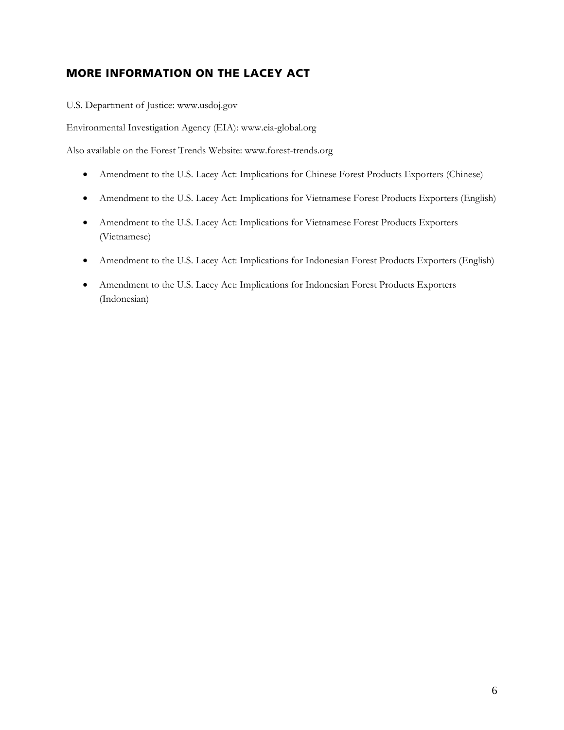## MORE INFORMATION ON THE LACEY ACT

U.S. Department of Justice: www.usdoj.gov

Environmental Investigation Agency (EIA): www.eia-global.org

Also available on the Forest Trends Website: www.forest-trends.org

- Amendment to the U.S. Lacey Act: Implications for Chinese Forest Products Exporters (Chinese)
- Amendment to the U.S. Lacey Act: Implications for Vietnamese Forest Products Exporters (English)
- Amendment to the U.S. Lacey Act: Implications for Vietnamese Forest Products Exporters (Vietnamese)
- Amendment to the U.S. Lacey Act: Implications for Indonesian Forest Products Exporters (English)
- Amendment to the U.S. Lacey Act: Implications for Indonesian Forest Products Exporters (Indonesian)